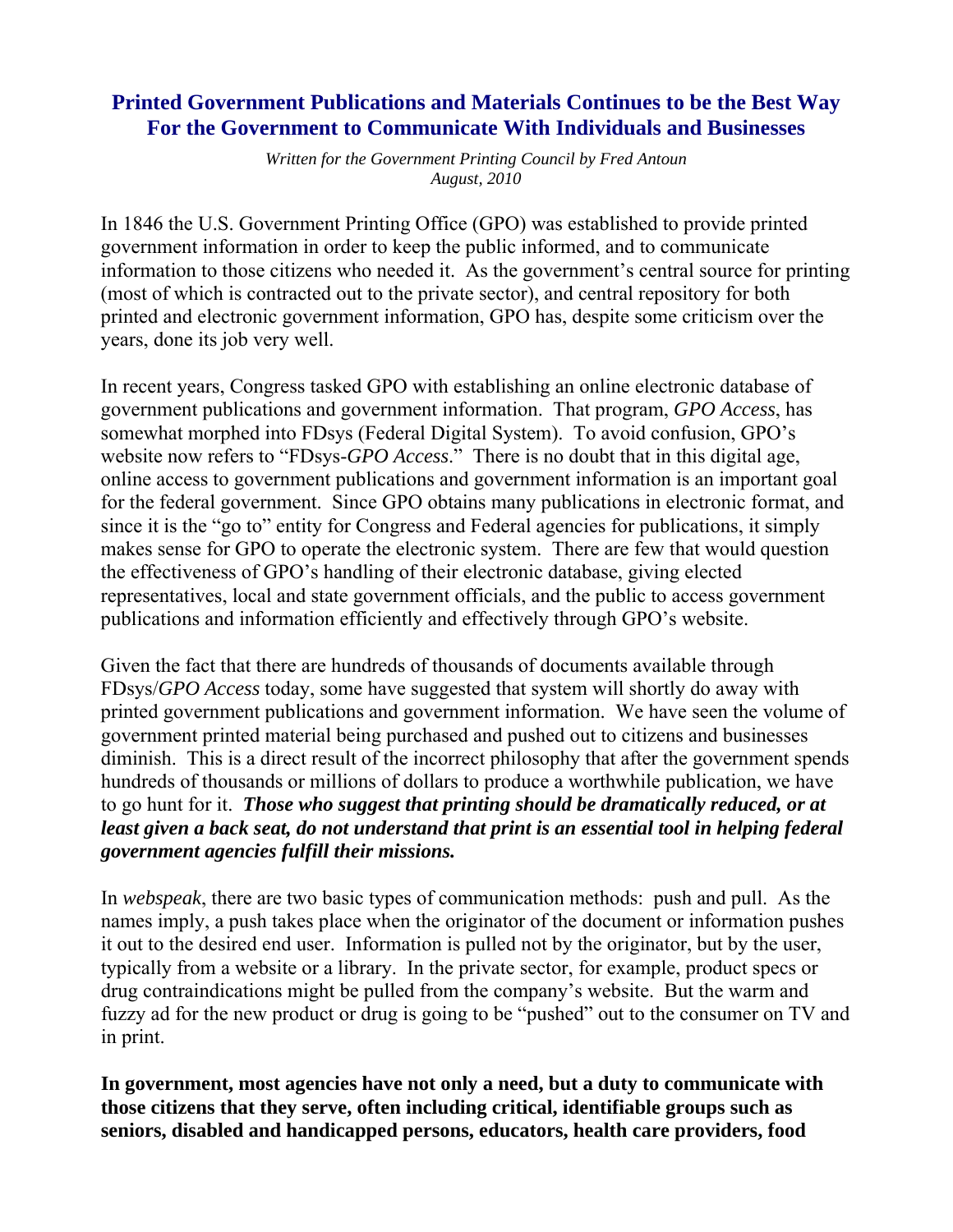# Printed Government Publications and Materials Continues to be the Best Way For the Government to Communicate With Individuals and Businesses

*Written for the Government Printing Council by Fred Antoun*
*August, 2010*

In 1846 the U.S. Government Printing Office (GPO) was established to provide printed government information in order to keep the public informed, and to communicate information to those citizens who needed it. As the government's central source for printing (most of which is contracted out to the private sector), and central repository for both printed and electronic government information, GPO has, despite some criticism over the years, done its job very well.

In recent years, Congress tasked GPO with establishing an online electronic database of government publications and government information. That program, *GPO Access*, has somewhat morphed into FDsys (Federal Digital System). To avoid confusion, GPO's website now refers to "FDsys-*GPO Access*." There is no doubt that in this digital age, online access to government publications and government information is an important goal for the federal government. Since GPO obtains many publications in electronic format, and since it is the "go to" entity for Congress and Federal agencies for publications, it simply makes sense for GPO to operate the electronic system. There are few that would question the effectiveness of GPO's handling of their electronic database, giving elected representatives, local and state government officials, and the public to access government publications and information efficiently and effectively through GPO's website.

Given the fact that there are hundreds of thousands of documents available through FDsys/*GPO Access* today, some have suggested that system will shortly do away with printed government publications and government information. We have seen the volume of government printed material being purchased and pushed out to citizens and businesses diminish. This is a direct result of the incorrect philosophy that after the government spends hundreds of thousands or millions of dollars to produce a worthwhile publication, we have to go hunt for it. ***Those who suggest that printing should be dramatically reduced, or at least given a back seat, do not understand that print is an essential tool in helping federal government agencies fulfill their missions.***

In *webspeak*, there are two basic types of communication methods: push and pull. As the names imply, a push takes place when the originator of the document or information pushes it out to the desired end user. Information is pulled not by the originator, but by the user, typically from a website or a library. In the private sector, for example, product specs or drug contraindications might be pulled from the company's website. But the warm and fuzzy ad for the new product or drug is going to be "pushed" out to the consumer on TV and in print.

**In government, most agencies have not only a need, but a duty to communicate with those citizens that they serve, often including critical, identifiable groups such as seniors, disabled and handicapped persons, educators, health care providers, food**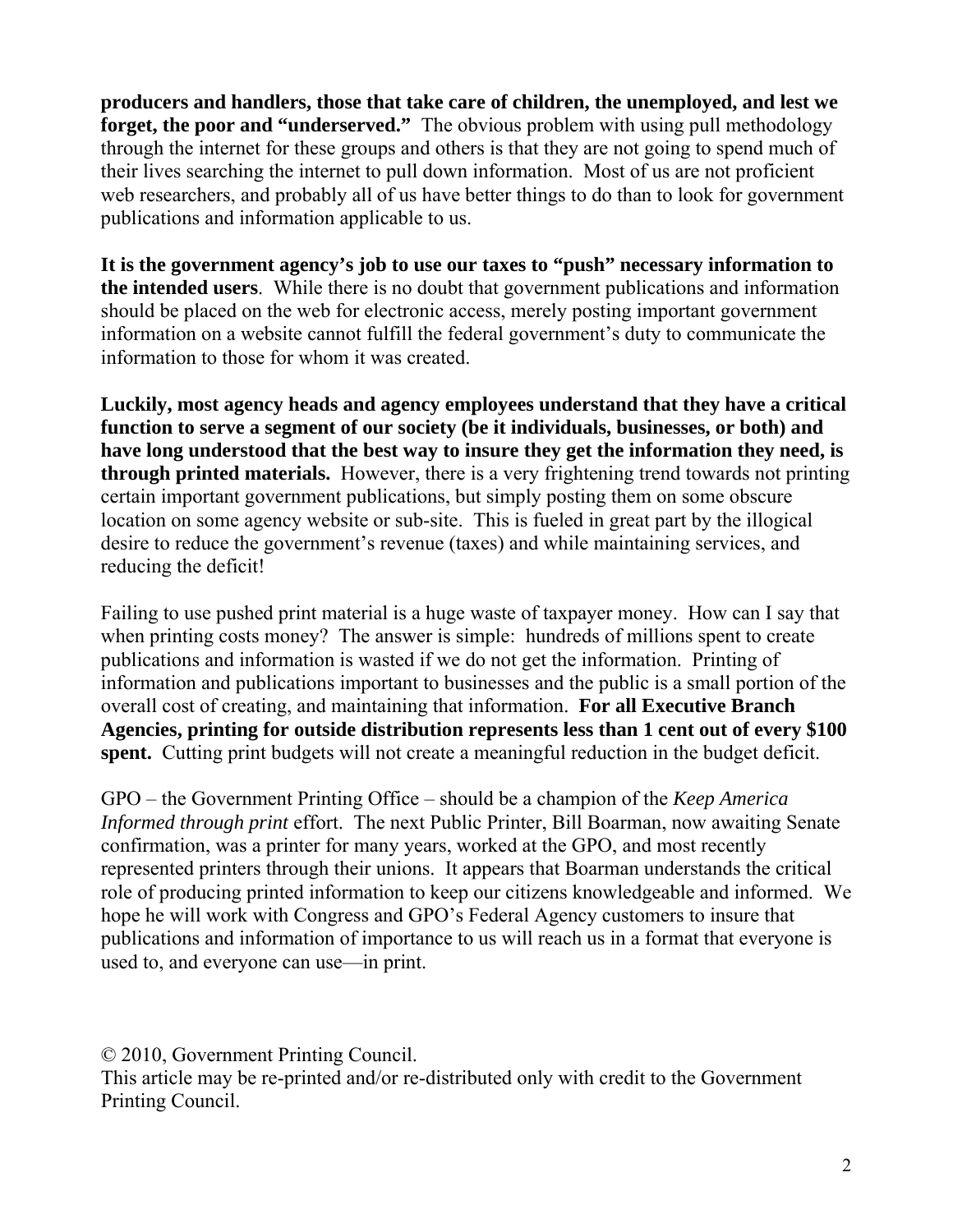**producers and handlers, those that take care of children, the unemployed, and lest we forget, the poor and "underserved."** The obvious problem with using pull methodology through the internet for these groups and others is that they are not going to spend much of their lives searching the internet to pull down information. Most of us are not proficient web researchers, and probably all of us have better things to do than to look for government publications and information applicable to us.

**It is the government agency's job to use our taxes to "push" necessary information to the intended users**. While there is no doubt that government publications and information should be placed on the web for electronic access, merely posting important government information on a website cannot fulfill the federal government's duty to communicate the information to those for whom it was created.

**Luckily, most agency heads and agency employees understand that they have a critical function to serve a segment of our society (be it individuals, businesses, or both) and have long understood that the best way to insure they get the information they need, is through printed materials.** However, there is a very frightening trend towards not printing certain important government publications, but simply posting them on some obscure location on some agency website or sub-site. This is fueled in great part by the illogical desire to reduce the government's revenue (taxes) and while maintaining services, and reducing the deficit!

Failing to use pushed print material is a huge waste of taxpayer money. How can I say that when printing costs money? The answer is simple: hundreds of millions spent to create publications and information is wasted if we do not get the information. Printing of information and publications important to businesses and the public is a small portion of the overall cost of creating, and maintaining that information. **For all Executive Branch Agencies, printing for outside distribution represents less than 1 cent out of every $100 spent.** Cutting print budgets will not create a meaningful reduction in the budget deficit.

GPO – the Government Printing Office – should be a champion of the *Keep America Informed through print* effort. The next Public Printer, Bill Boarman, now awaiting Senate confirmation, was a printer for many years, worked at the GPO, and most recently represented printers through their unions. It appears that Boarman understands the critical role of producing printed information to keep our citizens knowledgeable and informed. We hope he will work with Congress and GPO's Federal Agency customers to insure that publications and information of importance to us will reach us in a format that everyone is used to, and everyone can use—in print.

© 2010, Government Printing Council.
This article may be re-printed and/or re-distributed only with credit to the Government Printing Council.